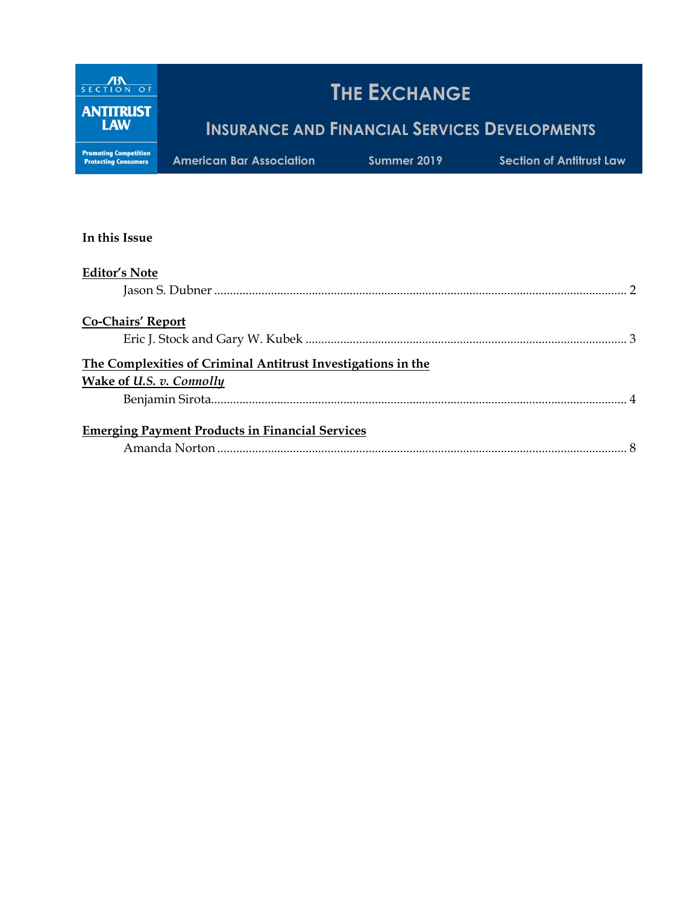ABA SECTION OF ANTITRUST LAW

Promoting Competition Protecting Consumers

# THE EXCHANGE

## INSURANCE AND FINANCIAL SERVICES DEVELOPMENTS

American Bar Association | Summer 2019 | Section of Antitrust Law

**In this Issue**

**Editor's Note**
Jason S. Dubner .................................................................................................................. 2

**Co-Chairs' Report**
Eric J. Stock and Gary W. Kubek ..................................................................................... 3

**The Complexities of Criminal Antitrust Investigations in the Wake of *U.S. v. Connolly***
Benjamin Sirota.................................................................................................................... 4

**Emerging Payment Products in Financial Services**
Amanda Norton ................................................................................................................. 8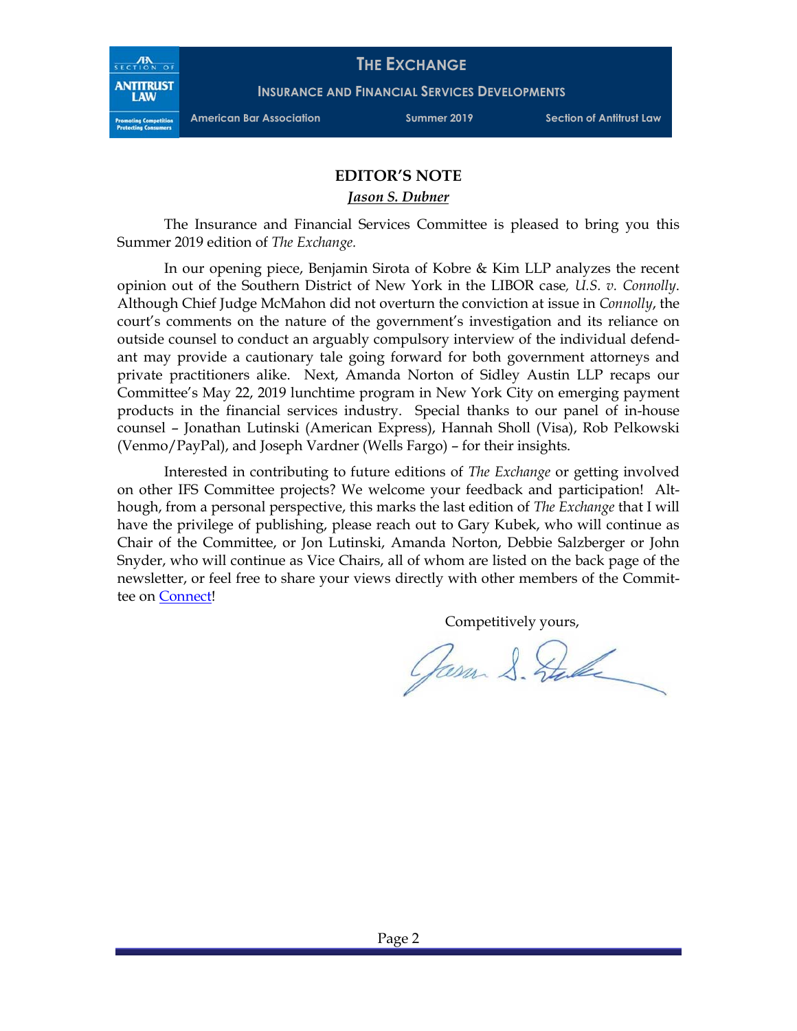## EDITOR'S NOTE

***Jason S. Dubner***

The Insurance and Financial Services Committee is pleased to bring you this Summer 2019 edition of *The Exchange.*

In our opening piece, Benjamin Sirota of Kobre & Kim LLP analyzes the recent opinion out of the Southern District of New York in the LIBOR case*, U.S. v. Connolly*. Although Chief Judge McMahon did not overturn the conviction at issue in *Connolly*, the court's comments on the nature of the government's investigation and its reliance on outside counsel to conduct an arguably compulsory interview of the individual defendant may provide a cautionary tale going forward for both government attorneys and private practitioners alike. Next, Amanda Norton of Sidley Austin LLP recaps our Committee's May 22, 2019 lunchtime program in New York City on emerging payment products in the financial services industry. Special thanks to our panel of in-house counsel – Jonathan Lutinski (American Express), Hannah Sholl (Visa), Rob Pelkowski (Venmo/PayPal), and Joseph Vardner (Wells Fargo) – for their insights.

Interested in contributing to future editions of *The Exchange* or getting involved on other IFS Committee projects? We welcome your feedback and participation! Although, from a personal perspective, this marks the last edition of *The Exchange* that I will have the privilege of publishing, please reach out to Gary Kubek, who will continue as Chair of the Committee, or Jon Lutinski, Amanda Norton, Debbie Salzberger or John Snyder, who will continue as Vice Chairs, all of whom are listed on the back page of the newsletter, or feel free to share your views directly with other members of the Committee on Connect!

Competitively yours,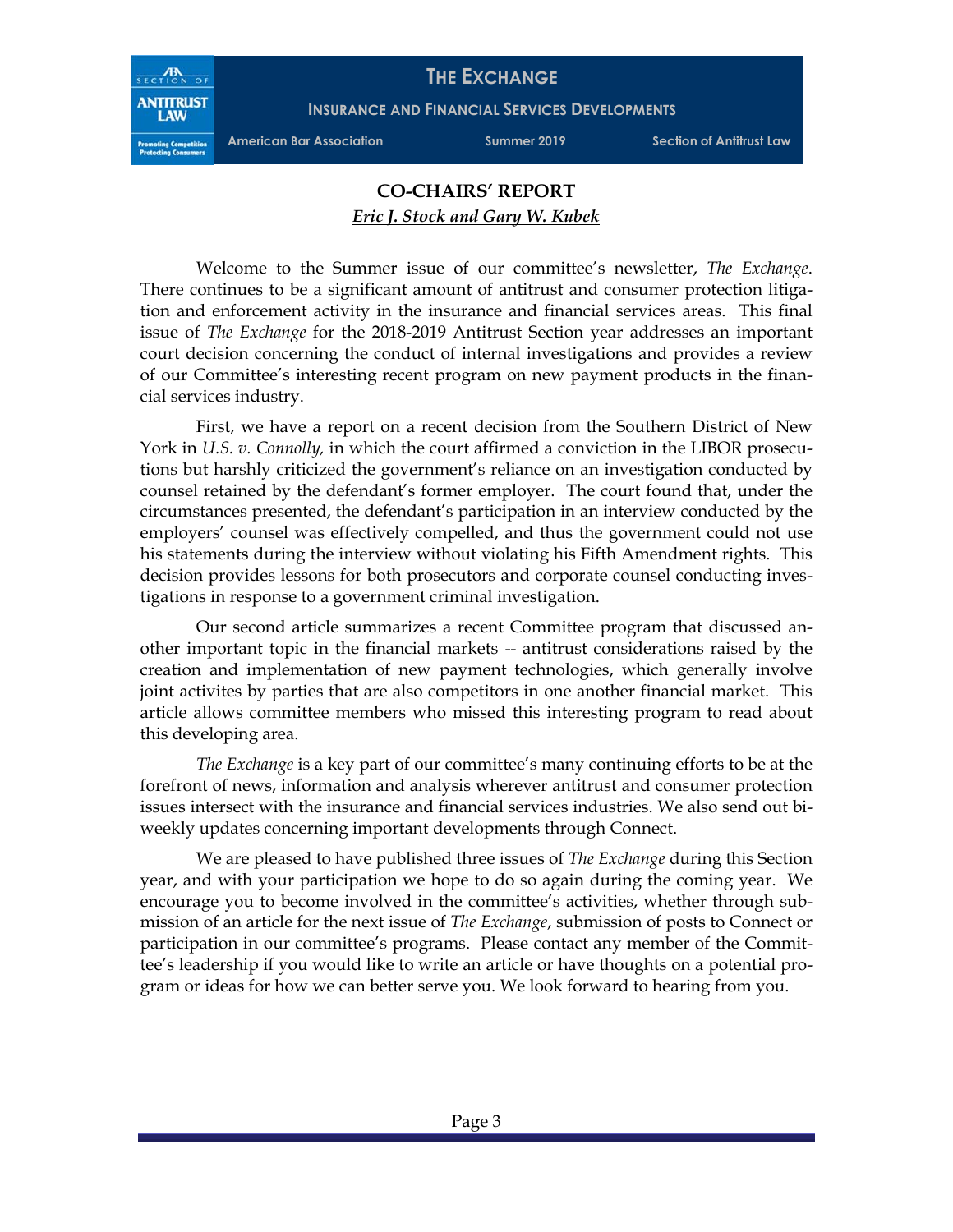## CO-CHAIRS' REPORT

***Eric J. Stock and Gary W. Kubek***

Welcome to the Summer issue of our committee's newsletter, *The Exchange*. There continues to be a significant amount of antitrust and consumer protection litigation and enforcement activity in the insurance and financial services areas. This final issue of *The Exchange* for the 2018-2019 Antitrust Section year addresses an important court decision concerning the conduct of internal investigations and provides a review of our Committee's interesting recent program on new payment products in the financial services industry.

First, we have a report on a recent decision from the Southern District of New York in *U.S. v. Connolly,* in which the court affirmed a conviction in the LIBOR prosecutions but harshly criticized the government's reliance on an investigation conducted by counsel retained by the defendant's former employer. The court found that, under the circumstances presented, the defendant's participation in an interview conducted by the employers' counsel was effectively compelled, and thus the government could not use his statements during the interview without violating his Fifth Amendment rights. This decision provides lessons for both prosecutors and corporate counsel conducting investigations in response to a government criminal investigation.

Our second article summarizes a recent Committee program that discussed another important topic in the financial markets -- antitrust considerations raised by the creation and implementation of new payment technologies, which generally involve joint activites by parties that are also competitors in one another financial market. This article allows committee members who missed this interesting program to read about this developing area.

*The Exchange* is a key part of our committee's many continuing efforts to be at the forefront of news, information and analysis wherever antitrust and consumer protection issues intersect with the insurance and financial services industries. We also send out biweekly updates concerning important developments through Connect.

We are pleased to have published three issues of *The Exchange* during this Section year, and with your participation we hope to do so again during the coming year. We encourage you to become involved in the committee's activities, whether through submission of an article for the next issue of *The Exchange*, submission of posts to Connect or participation in our committee's programs. Please contact any member of the Committee's leadership if you would like to write an article or have thoughts on a potential program or ideas for how we can better serve you. We look forward to hearing from you.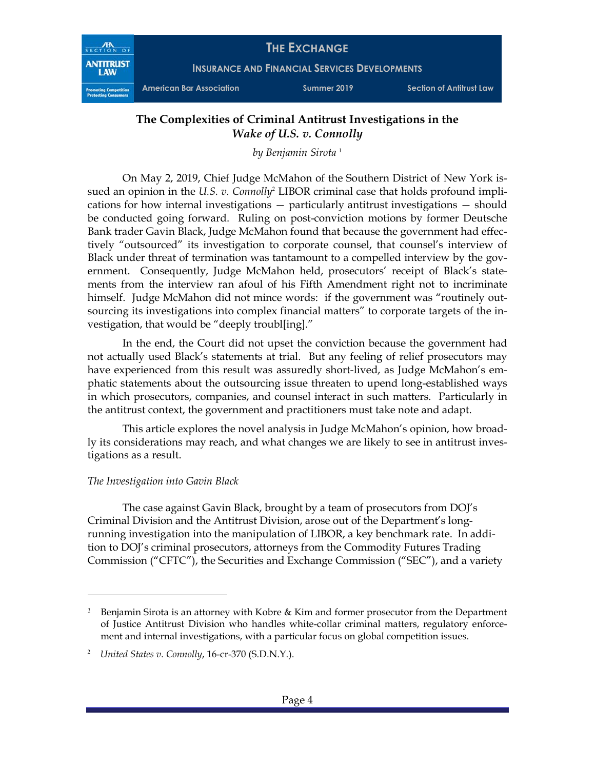## The Complexities of Criminal Antitrust Investigations in the *Wake of U.S. v. Connolly*

*by Benjamin Sirota* [1]

On May 2, 2019, Chief Judge McMahon of the Southern District of New York issued an opinion in the *U.S. v. Connolly*[2] LIBOR criminal case that holds profound implications for how internal investigations — particularly antitrust investigations — should be conducted going forward. Ruling on post-conviction motions by former Deutsche Bank trader Gavin Black, Judge McMahon found that because the government had effectively "outsourced" its investigation to corporate counsel, that counsel's interview of Black under threat of termination was tantamount to a compelled interview by the government. Consequently, Judge McMahon held, prosecutors' receipt of Black's statements from the interview ran afoul of his Fifth Amendment right not to incriminate himself. Judge McMahon did not mince words: if the government was "routinely outsourcing its investigations into complex financial matters" to corporate targets of the investigation, that would be "deeply troubl[ing]."

In the end, the Court did not upset the conviction because the government had not actually used Black's statements at trial. But any feeling of relief prosecutors may have experienced from this result was assuredly short-lived, as Judge McMahon's emphatic statements about the outsourcing issue threaten to upend long-established ways in which prosecutors, companies, and counsel interact in such matters. Particularly in the antitrust context, the government and practitioners must take note and adapt.

This article explores the novel analysis in Judge McMahon's opinion, how broadly its considerations may reach, and what changes we are likely to see in antitrust investigations as a result.

*The Investigation into Gavin Black*

The case against Gavin Black, brought by a team of prosecutors from DOJ's Criminal Division and the Antitrust Division, arose out of the Department's long-running investigation into the manipulation of LIBOR, a key benchmark rate. In addition to DOJ's criminal prosecutors, attorneys from the Commodity Futures Trading Commission ("CFTC"), the Securities and Exchange Commission ("SEC"), and a variety

---

[1] Benjamin Sirota is an attorney with Kobre & Kim and former prosecutor from the Department of Justice Antitrust Division who handles white-collar criminal matters, regulatory enforcement and internal investigations, with a particular focus on global competition issues.

[2] *United States v. Connolly*, 16-cr-370 (S.D.N.Y.).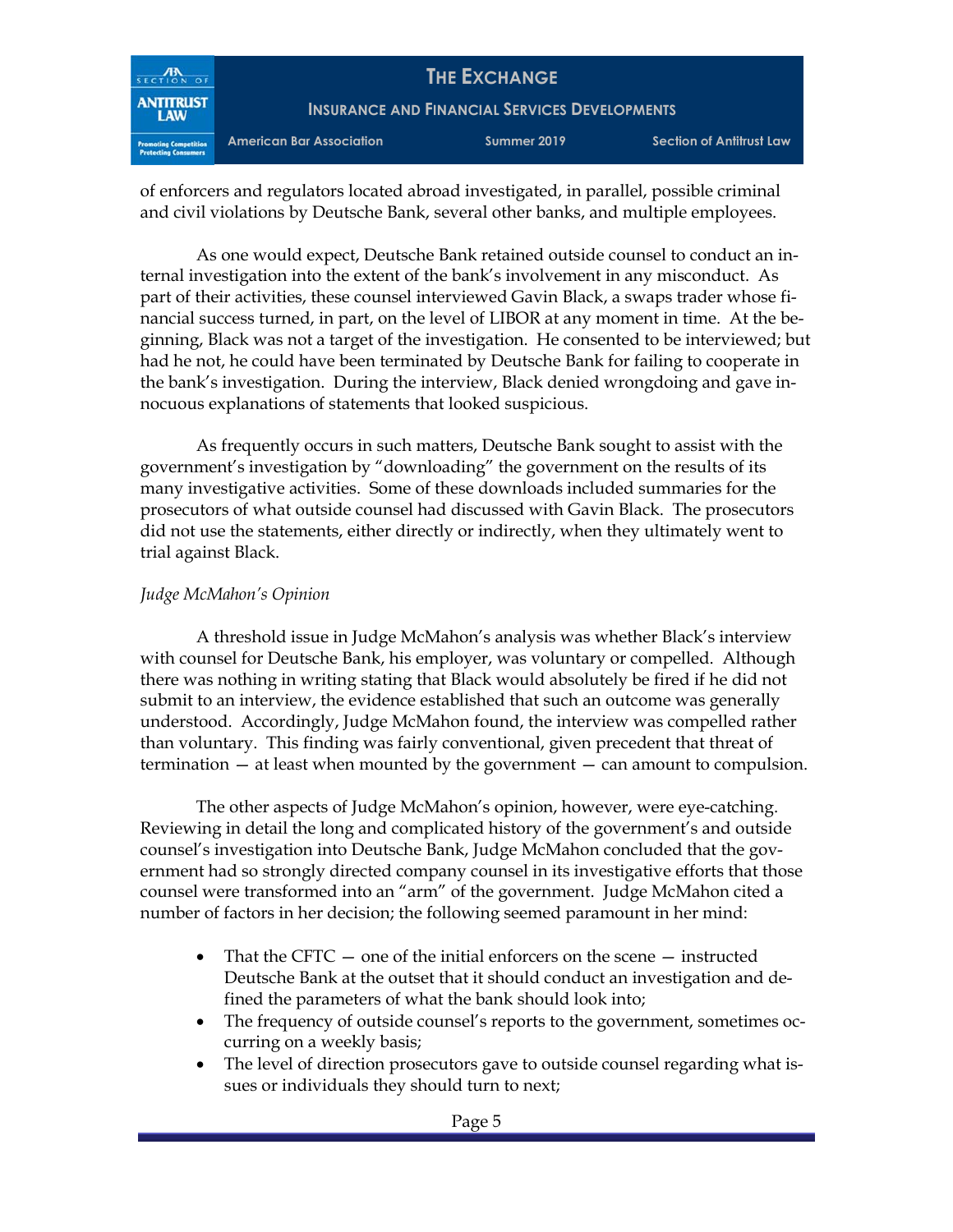of enforcers and regulators located abroad investigated, in parallel, possible criminal and civil violations by Deutsche Bank, several other banks, and multiple employees.

As one would expect, Deutsche Bank retained outside counsel to conduct an internal investigation into the extent of the bank's involvement in any misconduct. As part of their activities, these counsel interviewed Gavin Black, a swaps trader whose financial success turned, in part, on the level of LIBOR at any moment in time. At the beginning, Black was not a target of the investigation. He consented to be interviewed; but had he not, he could have been terminated by Deutsche Bank for failing to cooperate in the bank's investigation. During the interview, Black denied wrongdoing and gave innocuous explanations of statements that looked suspicious.

As frequently occurs in such matters, Deutsche Bank sought to assist with the government's investigation by "downloading" the government on the results of its many investigative activities. Some of these downloads included summaries for the prosecutors of what outside counsel had discussed with Gavin Black. The prosecutors did not use the statements, either directly or indirectly, when they ultimately went to trial against Black.

*Judge McMahon's Opinion*

A threshold issue in Judge McMahon's analysis was whether Black's interview with counsel for Deutsche Bank, his employer, was voluntary or compelled. Although there was nothing in writing stating that Black would absolutely be fired if he did not submit to an interview, the evidence established that such an outcome was generally understood. Accordingly, Judge McMahon found, the interview was compelled rather than voluntary. This finding was fairly conventional, given precedent that threat of termination — at least when mounted by the government — can amount to compulsion.

The other aspects of Judge McMahon's opinion, however, were eye-catching. Reviewing in detail the long and complicated history of the government's and outside counsel's investigation into Deutsche Bank, Judge McMahon concluded that the government had so strongly directed company counsel in its investigative efforts that those counsel were transformed into an "arm" of the government. Judge McMahon cited a number of factors in her decision; the following seemed paramount in her mind:

- That the CFTC — one of the initial enforcers on the scene — instructed Deutsche Bank at the outset that it should conduct an investigation and defined the parameters of what the bank should look into;
- The frequency of outside counsel's reports to the government, sometimes occurring on a weekly basis;
- The level of direction prosecutors gave to outside counsel regarding what issues or individuals they should turn to next;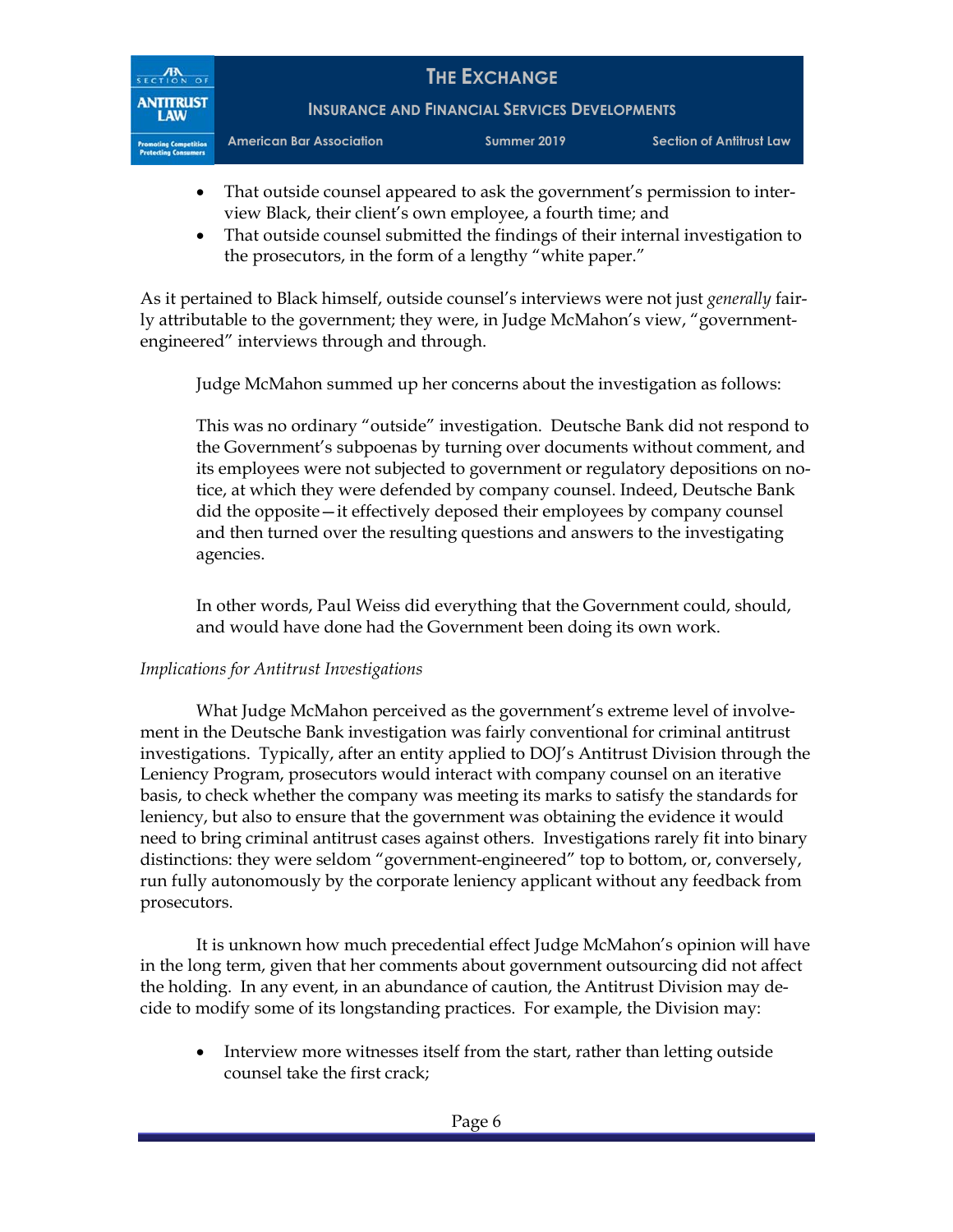- That outside counsel appeared to ask the government's permission to interview Black, their client's own employee, a fourth time; and
- That outside counsel submitted the findings of their internal investigation to the prosecutors, in the form of a lengthy "white paper."

As it pertained to Black himself, outside counsel's interviews were not just *generally* fairly attributable to the government; they were, in Judge McMahon's view, "government-engineered" interviews through and through.

Judge McMahon summed up her concerns about the investigation as follows:

> This was no ordinary "outside" investigation. Deutsche Bank did not respond to the Government's subpoenas by turning over documents without comment, and its employees were not subjected to government or regulatory depositions on notice, at which they were defended by company counsel. Indeed, Deutsche Bank did the opposite—it effectively deposed their employees by company counsel and then turned over the resulting questions and answers to the investigating agencies.
>
> In other words, Paul Weiss did everything that the Government could, should, and would have done had the Government been doing its own work.

*Implications for Antitrust Investigations*

What Judge McMahon perceived as the government's extreme level of involvement in the Deutsche Bank investigation was fairly conventional for criminal antitrust investigations. Typically, after an entity applied to DOJ's Antitrust Division through the Leniency Program, prosecutors would interact with company counsel on an iterative basis, to check whether the company was meeting its marks to satisfy the standards for leniency, but also to ensure that the government was obtaining the evidence it would need to bring criminal antitrust cases against others. Investigations rarely fit into binary distinctions: they were seldom "government-engineered" top to bottom, or, conversely, run fully autonomously by the corporate leniency applicant without any feedback from prosecutors.

It is unknown how much precedential effect Judge McMahon's opinion will have in the long term, given that her comments about government outsourcing did not affect the holding. In any event, in an abundance of caution, the Antitrust Division may decide to modify some of its longstanding practices. For example, the Division may:

- Interview more witnesses itself from the start, rather than letting outside counsel take the first crack;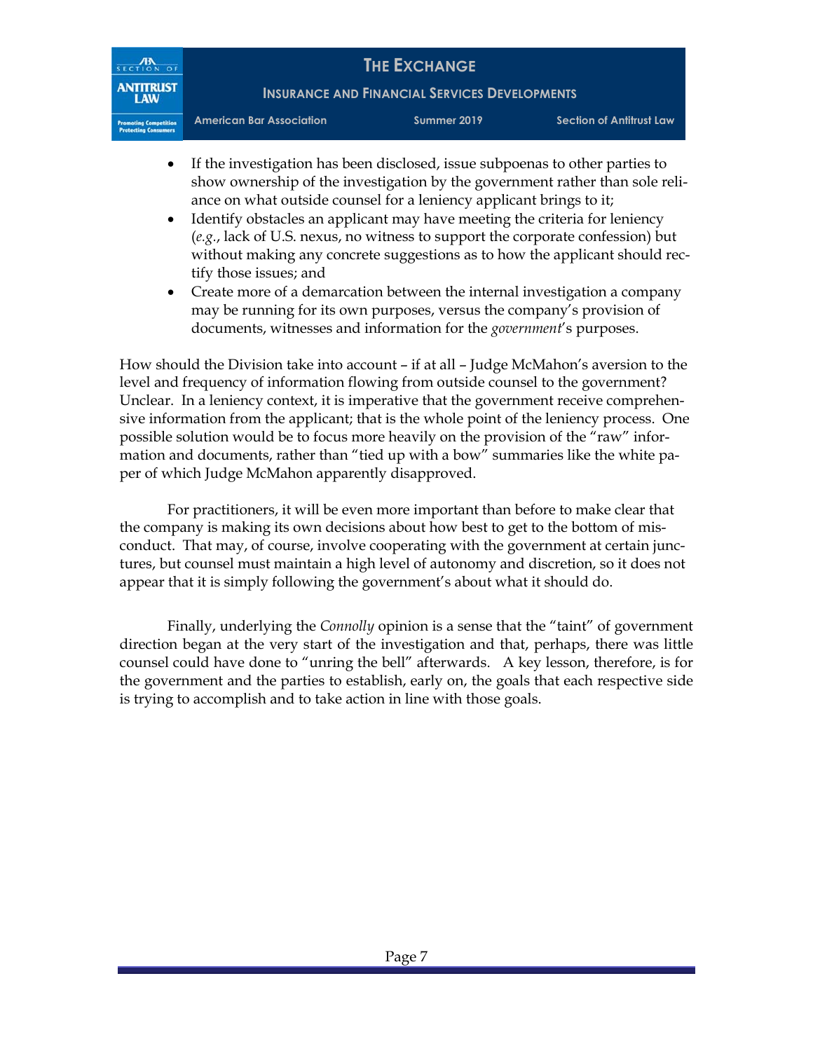- If the investigation has been disclosed, issue subpoenas to other parties to show ownership of the investigation by the government rather than sole reliance on what outside counsel for a leniency applicant brings to it;
- Identify obstacles an applicant may have meeting the criteria for leniency (*e.g.*, lack of U.S. nexus, no witness to support the corporate confession) but without making any concrete suggestions as to how the applicant should rectify those issues; and
- Create more of a demarcation between the internal investigation a company may be running for its own purposes, versus the company's provision of documents, witnesses and information for the *government*'s purposes.

How should the Division take into account – if at all – Judge McMahon's aversion to the level and frequency of information flowing from outside counsel to the government? Unclear. In a leniency context, it is imperative that the government receive comprehensive information from the applicant; that is the whole point of the leniency process. One possible solution would be to focus more heavily on the provision of the "raw" information and documents, rather than "tied up with a bow" summaries like the white paper of which Judge McMahon apparently disapproved.

For practitioners, it will be even more important than before to make clear that the company is making its own decisions about how best to get to the bottom of misconduct. That may, of course, involve cooperating with the government at certain junctures, but counsel must maintain a high level of autonomy and discretion, so it does not appear that it is simply following the government's about what it should do.

Finally, underlying the *Connolly* opinion is a sense that the "taint" of government direction began at the very start of the investigation and that, perhaps, there was little counsel could have done to "unring the bell" afterwards. A key lesson, therefore, is for the government and the parties to establish, early on, the goals that each respective side is trying to accomplish and to take action in line with those goals.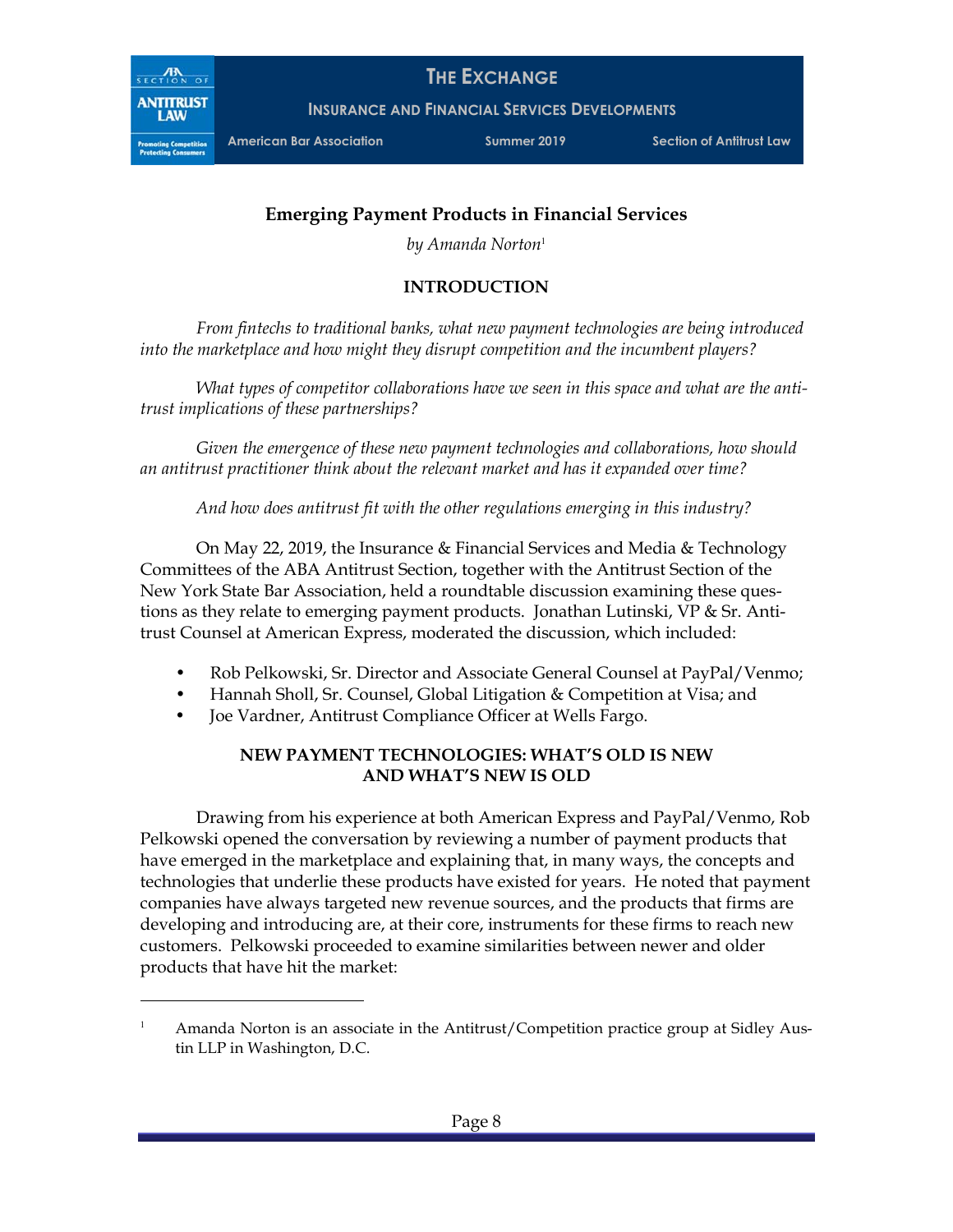## Emerging Payment Products in Financial Services

*by Amanda Norton*[1]

### INTRODUCTION

*From fintechs to traditional banks, what new payment technologies are being introduced into the marketplace and how might they disrupt competition and the incumbent players?*

*What types of competitor collaborations have we seen in this space and what are the antitrust implications of these partnerships?*

*Given the emergence of these new payment technologies and collaborations, how should an antitrust practitioner think about the relevant market and has it expanded over time?*

*And how does antitrust fit with the other regulations emerging in this industry?*

On May 22, 2019, the Insurance & Financial Services and Media & Technology Committees of the ABA Antitrust Section, together with the Antitrust Section of the New York State Bar Association, held a roundtable discussion examining these questions as they relate to emerging payment products. Jonathan Lutinski, VP & Sr. Antitrust Counsel at American Express, moderated the discussion, which included:

- Rob Pelkowski, Sr. Director and Associate General Counsel at PayPal/Venmo;
- Hannah Sholl, Sr. Counsel, Global Litigation & Competition at Visa; and
- Joe Vardner, Antitrust Compliance Officer at Wells Fargo.

### NEW PAYMENT TECHNOLOGIES: WHAT'S OLD IS NEW AND WHAT'S NEW IS OLD

Drawing from his experience at both American Express and PayPal/Venmo, Rob Pelkowski opened the conversation by reviewing a number of payment products that have emerged in the marketplace and explaining that, in many ways, the concepts and technologies that underlie these products have existed for years. He noted that payment companies have always targeted new revenue sources, and the products that firms are developing and introducing are, at their core, instruments for these firms to reach new customers. Pelkowski proceeded to examine similarities between newer and older products that have hit the market:

---

[1] Amanda Norton is an associate in the Antitrust/Competition practice group at Sidley Austin LLP in Washington, D.C.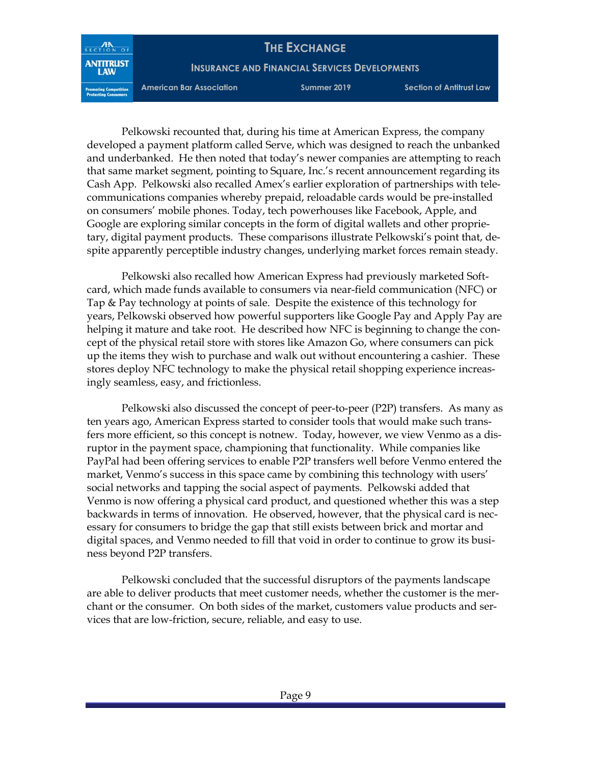Pelkowski recounted that, during his time at American Express, the company developed a payment platform called Serve, which was designed to reach the unbanked and underbanked. He then noted that today's newer companies are attempting to reach that same market segment, pointing to Square, Inc.'s recent announcement regarding its Cash App. Pelkowski also recalled Amex's earlier exploration of partnerships with telecommunications companies whereby prepaid, reloadable cards would be pre-installed on consumers' mobile phones. Today, tech powerhouses like Facebook, Apple, and Google are exploring similar concepts in the form of digital wallets and other proprietary, digital payment products. These comparisons illustrate Pelkowski's point that, despite apparently perceptible industry changes, underlying market forces remain steady.

Pelkowski also recalled how American Express had previously marketed Softcard, which made funds available to consumers via near-field communication (NFC) or Tap & Pay technology at points of sale. Despite the existence of this technology for years, Pelkowski observed how powerful supporters like Google Pay and Apply Pay are helping it mature and take root. He described how NFC is beginning to change the concept of the physical retail store with stores like Amazon Go, where consumers can pick up the items they wish to purchase and walk out without encountering a cashier. These stores deploy NFC technology to make the physical retail shopping experience increasingly seamless, easy, and frictionless.

Pelkowski also discussed the concept of peer-to-peer (P2P) transfers. As many as ten years ago, American Express started to consider tools that would make such transfers more efficient, so this concept is notnew. Today, however, we view Venmo as a disruptor in the payment space, championing that functionality. While companies like PayPal had been offering services to enable P2P transfers well before Venmo entered the market, Venmo's success in this space came by combining this technology with users' social networks and tapping the social aspect of payments. Pelkowski added that Venmo is now offering a physical card product, and questioned whether this was a step backwards in terms of innovation. He observed, however, that the physical card is necessary for consumers to bridge the gap that still exists between brick and mortar and digital spaces, and Venmo needed to fill that void in order to continue to grow its business beyond P2P transfers.

Pelkowski concluded that the successful disruptors of the payments landscape are able to deliver products that meet customer needs, whether the customer is the merchant or the consumer. On both sides of the market, customers value products and services that are low-friction, secure, reliable, and easy to use.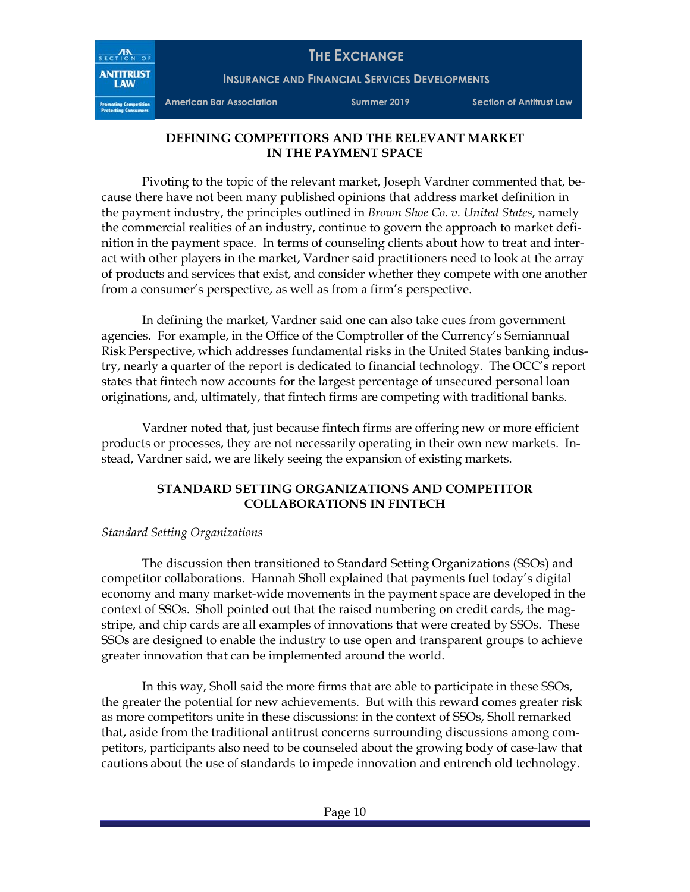## DEFINING COMPETITORS AND THE RELEVANT MARKET IN THE PAYMENT SPACE

Pivoting to the topic of the relevant market, Joseph Vardner commented that, because there have not been many published opinions that address market definition in the payment industry, the principles outlined in *Brown Shoe Co. v. United States*, namely the commercial realities of an industry, continue to govern the approach to market definition in the payment space. In terms of counseling clients about how to treat and interact with other players in the market, Vardner said practitioners need to look at the array of products and services that exist, and consider whether they compete with one another from a consumer's perspective, as well as from a firm's perspective.

In defining the market, Vardner said one can also take cues from government agencies. For example, in the Office of the Comptroller of the Currency's Semiannual Risk Perspective, which addresses fundamental risks in the United States banking industry, nearly a quarter of the report is dedicated to financial technology. The OCC's report states that fintech now accounts for the largest percentage of unsecured personal loan originations, and, ultimately, that fintech firms are competing with traditional banks.

Vardner noted that, just because fintech firms are offering new or more efficient products or processes, they are not necessarily operating in their own new markets. Instead, Vardner said, we are likely seeing the expansion of existing markets.

## STANDARD SETTING ORGANIZATIONS AND COMPETITOR COLLABORATIONS IN FINTECH

### *Standard Setting Organizations*

The discussion then transitioned to Standard Setting Organizations (SSOs) and competitor collaborations. Hannah Sholl explained that payments fuel today's digital economy and many market-wide movements in the payment space are developed in the context of SSOs. Sholl pointed out that the raised numbering on credit cards, the magstripe, and chip cards are all examples of innovations that were created by SSOs. These SSOs are designed to enable the industry to use open and transparent groups to achieve greater innovation that can be implemented around the world.

In this way, Sholl said the more firms that are able to participate in these SSOs, the greater the potential for new achievements. But with this reward comes greater risk as more competitors unite in these discussions: in the context of SSOs, Sholl remarked that, aside from the traditional antitrust concerns surrounding discussions among competitors, participants also need to be counseled about the growing body of case-law that cautions about the use of standards to impede innovation and entrench old technology.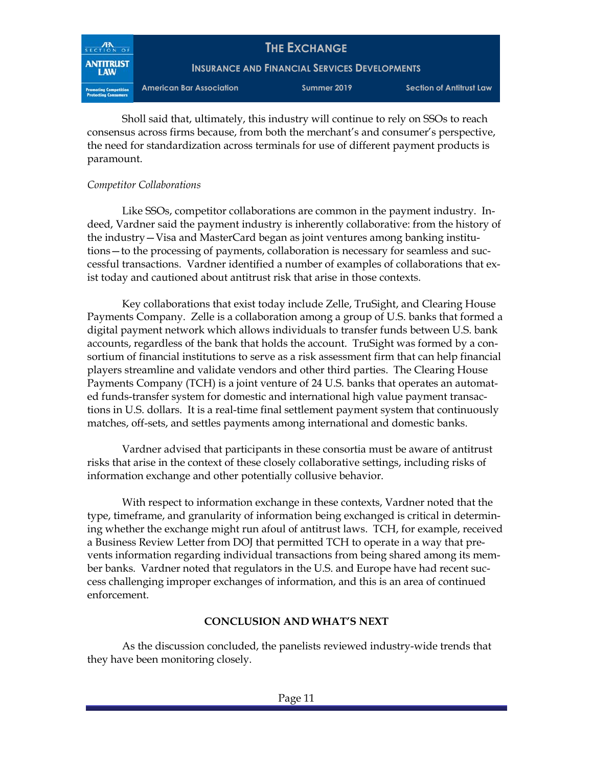Sholl said that, ultimately, this industry will continue to rely on SSOs to reach consensus across firms because, from both the merchant's and consumer's perspective, the need for standardization across terminals for use of different payment products is paramount.

*Competitor Collaborations*

Like SSOs, competitor collaborations are common in the payment industry. Indeed, Vardner said the payment industry is inherently collaborative: from the history of the industry—Visa and MasterCard began as joint ventures among banking institutions—to the processing of payments, collaboration is necessary for seamless and successful transactions. Vardner identified a number of examples of collaborations that exist today and cautioned about antitrust risk that arise in those contexts.

Key collaborations that exist today include Zelle, TruSight, and Clearing House Payments Company. Zelle is a collaboration among a group of U.S. banks that formed a digital payment network which allows individuals to transfer funds between U.S. bank accounts, regardless of the bank that holds the account. TruSight was formed by a consortium of financial institutions to serve as a risk assessment firm that can help financial players streamline and validate vendors and other third parties. The Clearing House Payments Company (TCH) is a joint venture of 24 U.S. banks that operates an automated funds-transfer system for domestic and international high value payment transactions in U.S. dollars. It is a real-time final settlement payment system that continuously matches, off-sets, and settles payments among international and domestic banks.

Vardner advised that participants in these consortia must be aware of antitrust risks that arise in the context of these closely collaborative settings, including risks of information exchange and other potentially collusive behavior.

With respect to information exchange in these contexts, Vardner noted that the type, timeframe, and granularity of information being exchanged is critical in determining whether the exchange might run afoul of antitrust laws. TCH, for example, received a Business Review Letter from DOJ that permitted TCH to operate in a way that prevents information regarding individual transactions from being shared among its member banks. Vardner noted that regulators in the U.S. and Europe have had recent success challenging improper exchanges of information, and this is an area of continued enforcement.

## CONCLUSION AND WHAT'S NEXT

As the discussion concluded, the panelists reviewed industry-wide trends that they have been monitoring closely.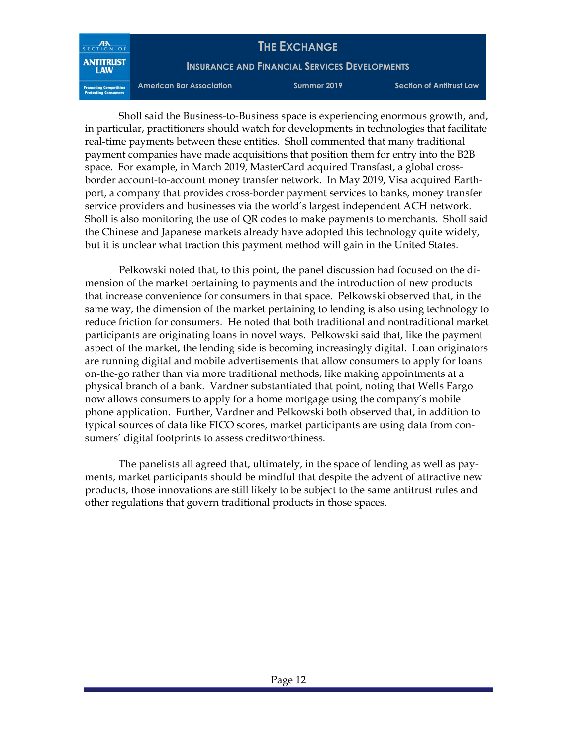Sholl said the Business-to-Business space is experiencing enormous growth, and, in particular, practitioners should watch for developments in technologies that facilitate real-time payments between these entities. Sholl commented that many traditional payment companies have made acquisitions that position them for entry into the B2B space. For example, in March 2019, MasterCard acquired Transfast, a global cross-border account-to-account money transfer network. In May 2019, Visa acquired Earthport, a company that provides cross-border payment services to banks, money transfer service providers and businesses via the world's largest independent ACH network. Sholl is also monitoring the use of QR codes to make payments to merchants. Sholl said the Chinese and Japanese markets already have adopted this technology quite widely, but it is unclear what traction this payment method will gain in the United States.

Pelkowski noted that, to this point, the panel discussion had focused on the dimension of the market pertaining to payments and the introduction of new products that increase convenience for consumers in that space. Pelkowski observed that, in the same way, the dimension of the market pertaining to lending is also using technology to reduce friction for consumers. He noted that both traditional and nontraditional market participants are originating loans in novel ways. Pelkowski said that, like the payment aspect of the market, the lending side is becoming increasingly digital. Loan originators are running digital and mobile advertisements that allow consumers to apply for loans on-the-go rather than via more traditional methods, like making appointments at a physical branch of a bank. Vardner substantiated that point, noting that Wells Fargo now allows consumers to apply for a home mortgage using the company's mobile phone application. Further, Vardner and Pelkowski both observed that, in addition to typical sources of data like FICO scores, market participants are using data from consumers' digital footprints to assess creditworthiness.

The panelists all agreed that, ultimately, in the space of lending as well as payments, market participants should be mindful that despite the advent of attractive new products, those innovations are still likely to be subject to the same antitrust rules and other regulations that govern traditional products in those spaces.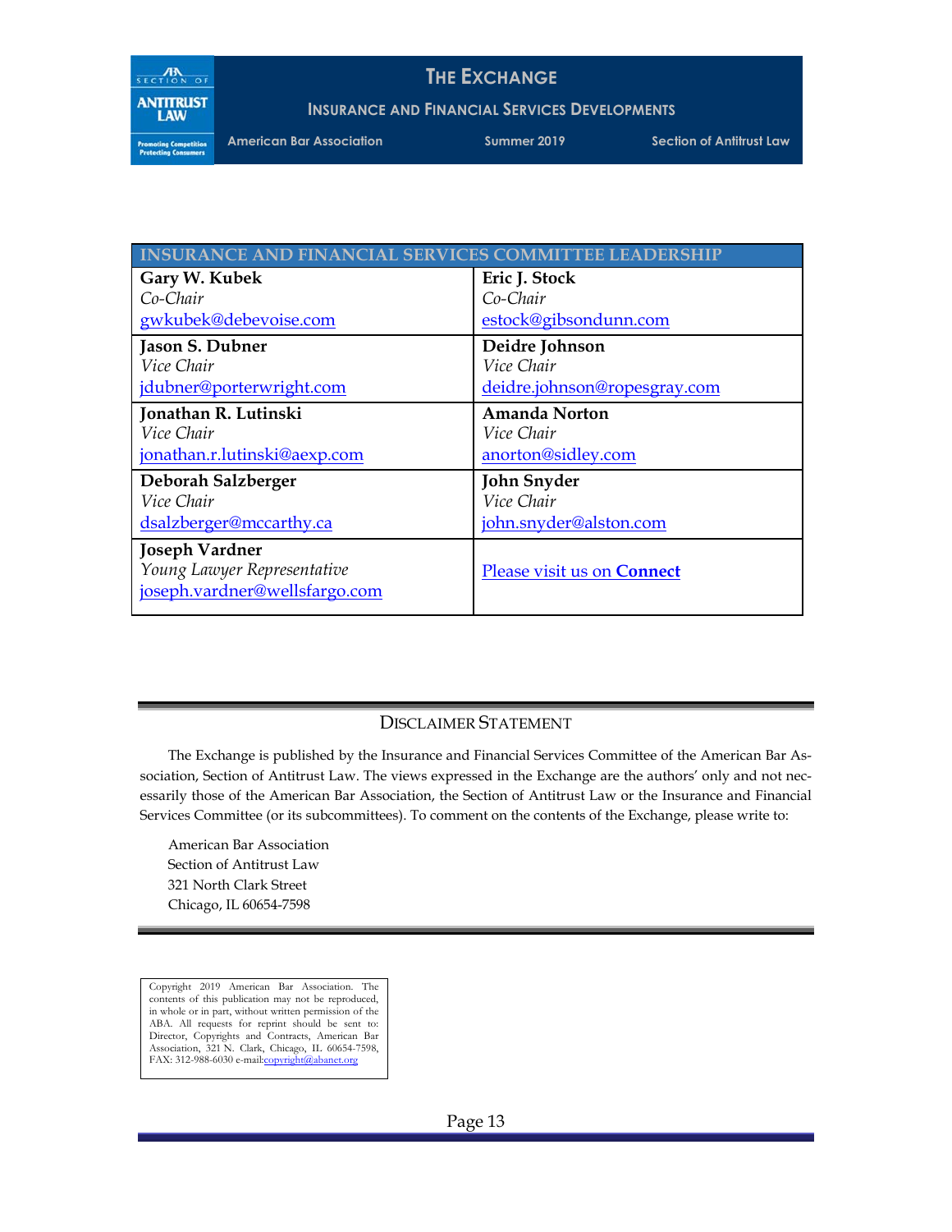| INSURANCE AND FINANCIAL SERVICES COMMITTEE LEADERSHIP | |
|---|---|
| **Gary W. Kubek**<br>*Co-Chair*<br>gwkubek@debevoise.com | **Eric J. Stock**<br>*Co-Chair*<br>estock@gibsondunn.com |
| **Jason S. Dubner**<br>*Vice Chair*<br>jdubner@porterwright.com | **Deidre Johnson**<br>*Vice Chair*<br>deidre.johnson@ropesgray.com |
| **Jonathan R. Lutinski**<br>*Vice Chair*<br>jonathan.r.lutinski@aexp.com | **Amanda Norton**<br>*Vice Chair*<br>anorton@sidley.com |
| **Deborah Salzberger**<br>*Vice Chair*<br>dsalzberger@mccarthy.ca | **John Snyder**<br>*Vice Chair*<br>john.snyder@alston.com |
| **Joseph Vardner**<br>*Young Lawyer Representative*<br>joseph.vardner@wellsfargo.com | Please visit us on **Connect** |

## DISCLAIMER STATEMENT

The Exchange is published by the Insurance and Financial Services Committee of the American Bar Association, Section of Antitrust Law. The views expressed in the Exchange are the authors' only and not necessarily those of the American Bar Association, the Section of Antitrust Law or the Insurance and Financial Services Committee (or its subcommittees). To comment on the contents of the Exchange, please write to:

American Bar Association
Section of Antitrust Law
321 North Clark Street
Chicago, IL 60654-7598

Copyright 2019 American Bar Association. The contents of this publication may not be reproduced, in whole or in part, without written permission of the ABA. All requests for reprint should be sent to: Director, Copyrights and Contracts, American Bar Association, 321 N. Clark, Chicago, IL 60654-7598, FAX: 312-988-6030 e-mail:copyright@abanet.org